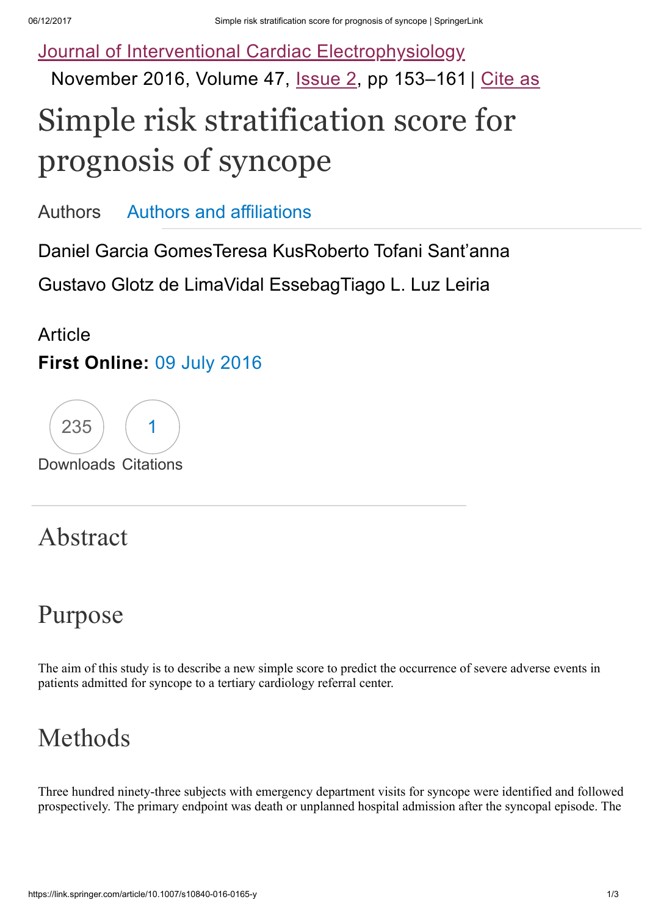Journal of Interventional Cardiac Electrophysiology

November 2016, Volume 47, Issue 2, pp 153–161 | Cite as

# Simple risk stratification score for prognosis of syncope

Authors Authors and affiliations

Daniel Garcia Gomes, Teresa Kus, Roberto Tofani Sant'anna, Gustavo Glotz de Lima, Vidal Essebag, Tiago L. Luz Leiria

Article

**First Online:** 09 July 2016

235 Downloads 1 Citations

## Abstract

## Purpose

The aim of this study is to describe a new simple score to predict the occurrence of severe adverse events in patients admitted for syncope to a tertiary cardiology referral center.

## Methods

Three hundred ninety-three subjects with emergency department visits for syncope were identified and followed prospectively. The primary endpoint was death or unplanned hospital admission after the syncopal episode. The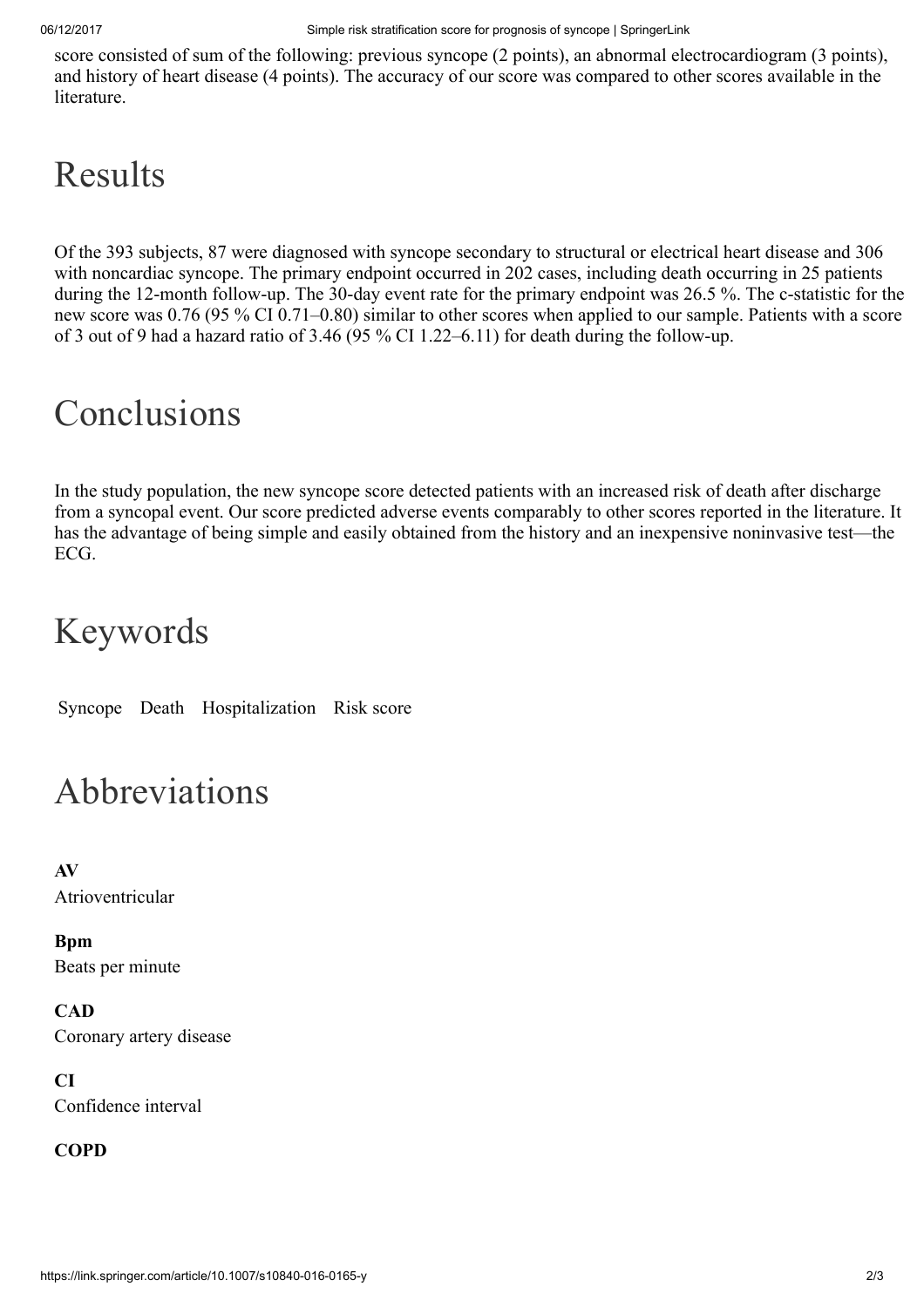score consisted of sum of the following: previous syncope (2 points), an abnormal electrocardiogram (3 points), and history of heart disease (4 points). The accuracy of our score was compared to other scores available in the literature.

# Results

Of the 393 subjects, 87 were diagnosed with syncope secondary to structural or electrical heart disease and 306 with noncardiac syncope. The primary endpoint occurred in 202 cases, including death occurring in 25 patients during the 12-month follow-up. The 30-day event rate for the primary endpoint was 26.5 %. The c-statistic for the new score was 0.76 (95 % CI 0.71–0.80) similar to other scores when applied to our sample. Patients with a score of 3 out of 9 had a hazard ratio of 3.46 (95 % CI 1.22–6.11) for death during the follow-up.

# Conclusions

In the study population, the new syncope score detected patients with an increased risk of death after discharge from a syncopal event. Our score predicted adverse events comparably to other scores reported in the literature. It has the advantage of being simple and easily obtained from the history and an inexpensive noninvasive test—the ECG.

# Keywords

Syncope Death Hospitalization Risk score

# Abbreviations

**AV**
Atrioventricular

**Bpm**
Beats per minute

**CAD**
Coronary artery disease

**CI**
Confidence interval

**COPD**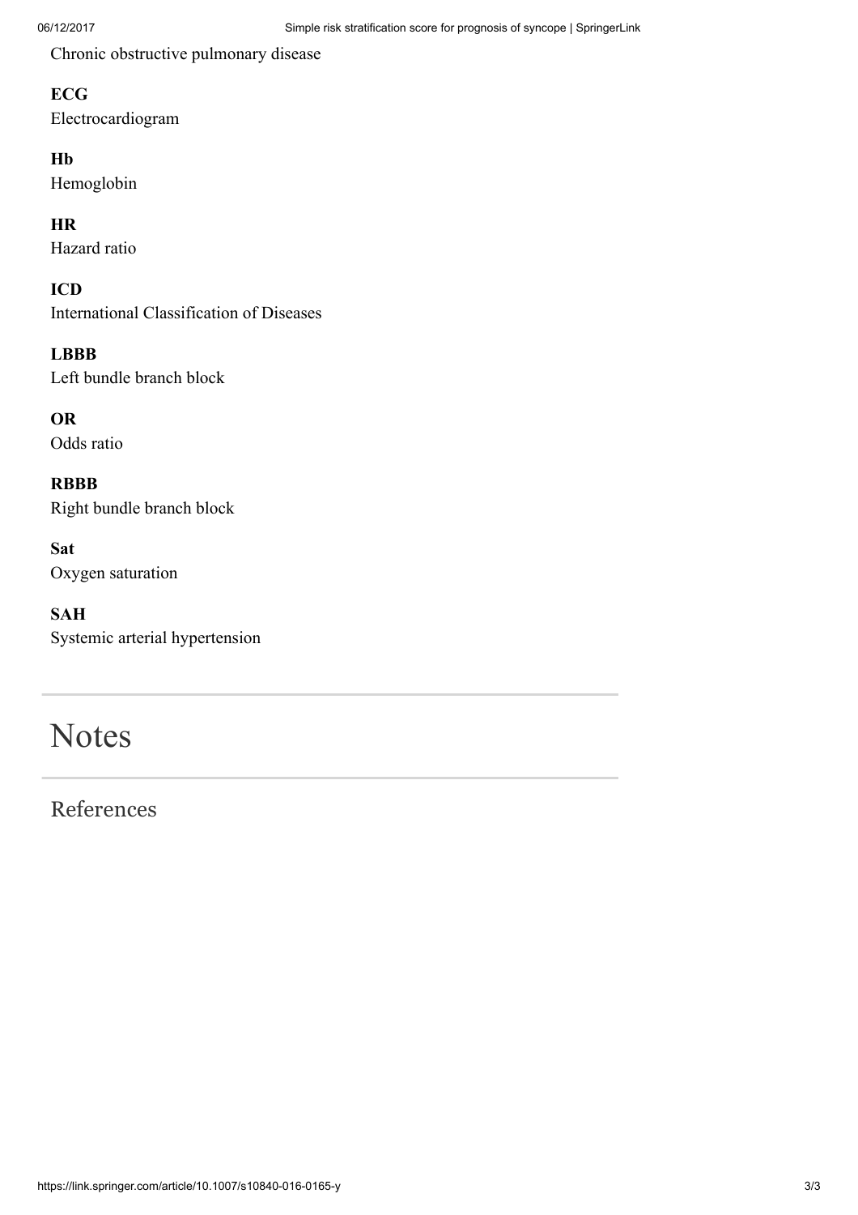Chronic obstructive pulmonary disease

**ECG**
Electrocardiogram

**Hb**
Hemoglobin

**HR**
Hazard ratio

**ICD**
International Classification of Diseases

**LBBB**
Left bundle branch block

**OR**
Odds ratio

**RBBB**
Right bundle branch block

**Sat**
Oxygen saturation

**SAH**
Systemic arterial hypertension

# Notes

## References